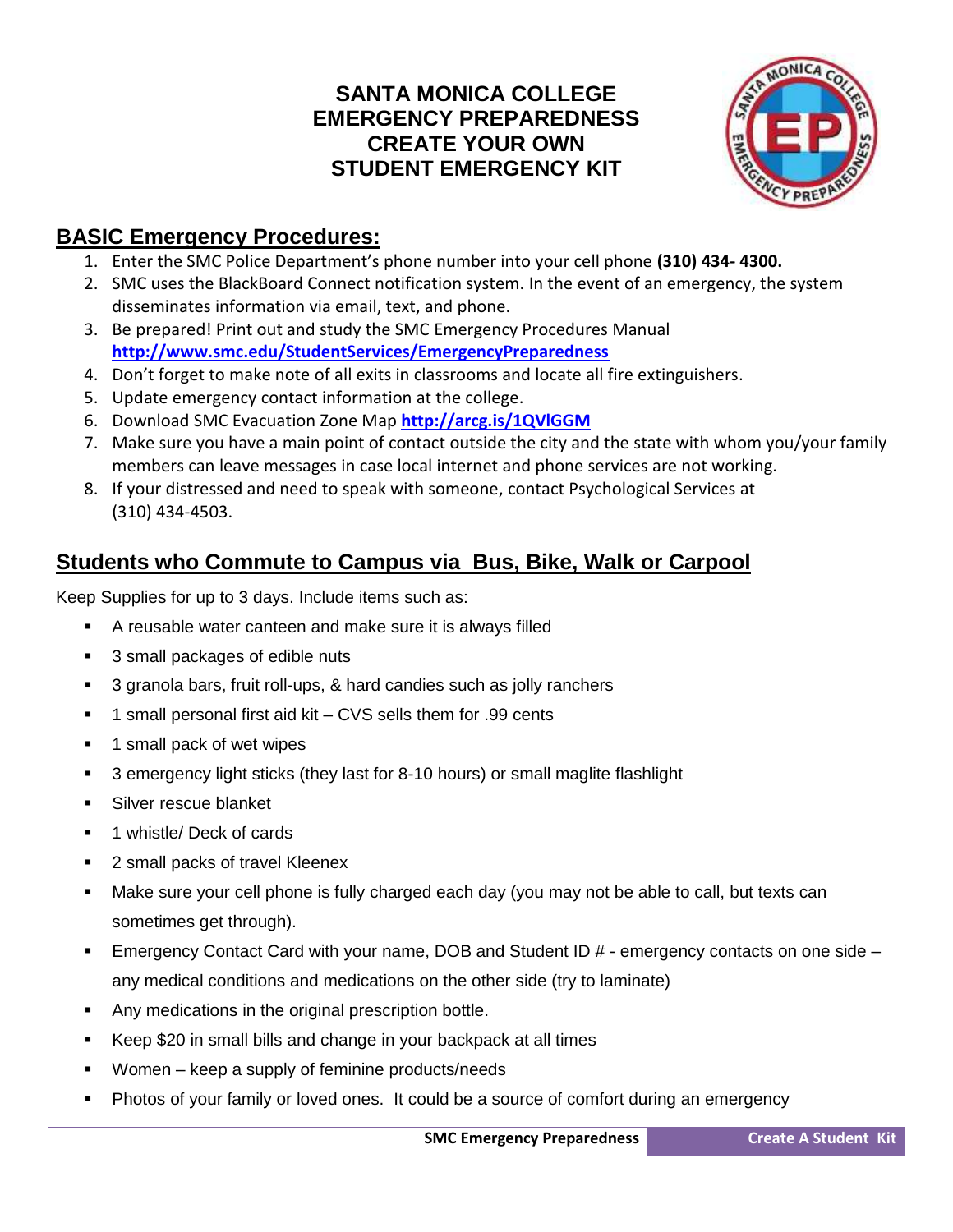# SANTA MONICA COLLEGE EMERGENCY PREPAREDNESS CREATE YOUR OWN STUDENT EMERGENCY KIT

## BASIC Emergency Procedures:

1. Enter the SMC Police Department's phone number into your cell phone **(310) 434- 4300.**
2. SMC uses the BlackBoard Connect notification system. In the event of an emergency, the system disseminates information via email, text, and phone.
3. Be prepared! Print out and study the SMC Emergency Procedures Manual **http://www.smc.edu/StudentServices/EmergencyPreparedness**
4. Don't forget to make note of all exits in classrooms and locate all fire extinguishers.
5. Update emergency contact information at the college.
6. Download SMC Evacuation Zone Map **http://arcg.is/1QVlGGM**
7. Make sure you have a main point of contact outside the city and the state with whom you/your family members can leave messages in case local internet and phone services are not working.
8. If your distressed and need to speak with someone, contact Psychological Services at (310) 434-4503.

## Students who Commute to Campus via Bus, Bike, Walk or Carpool

Keep Supplies for up to 3 days. Include items such as:

- A reusable water canteen and make sure it is always filled
- 3 small packages of edible nuts
- 3 granola bars, fruit roll-ups, & hard candies such as jolly ranchers
- 1 small personal first aid kit – CVS sells them for .99 cents
- 1 small pack of wet wipes
- 3 emergency light sticks (they last for 8-10 hours) or small maglite flashlight
- Silver rescue blanket
- 1 whistle/ Deck of cards
- 2 small packs of travel Kleenex
- Make sure your cell phone is fully charged each day (you may not be able to call, but texts can sometimes get through).
- Emergency Contact Card with your name, DOB and Student ID # - emergency contacts on one side – any medical conditions and medications on the other side (try to laminate)
- Any medications in the original prescription bottle.
- Keep $20 in small bills and change in your backpack at all times
- Women – keep a supply of feminine products/needs
- Photos of your family or loved ones. It could be a source of comfort during an emergency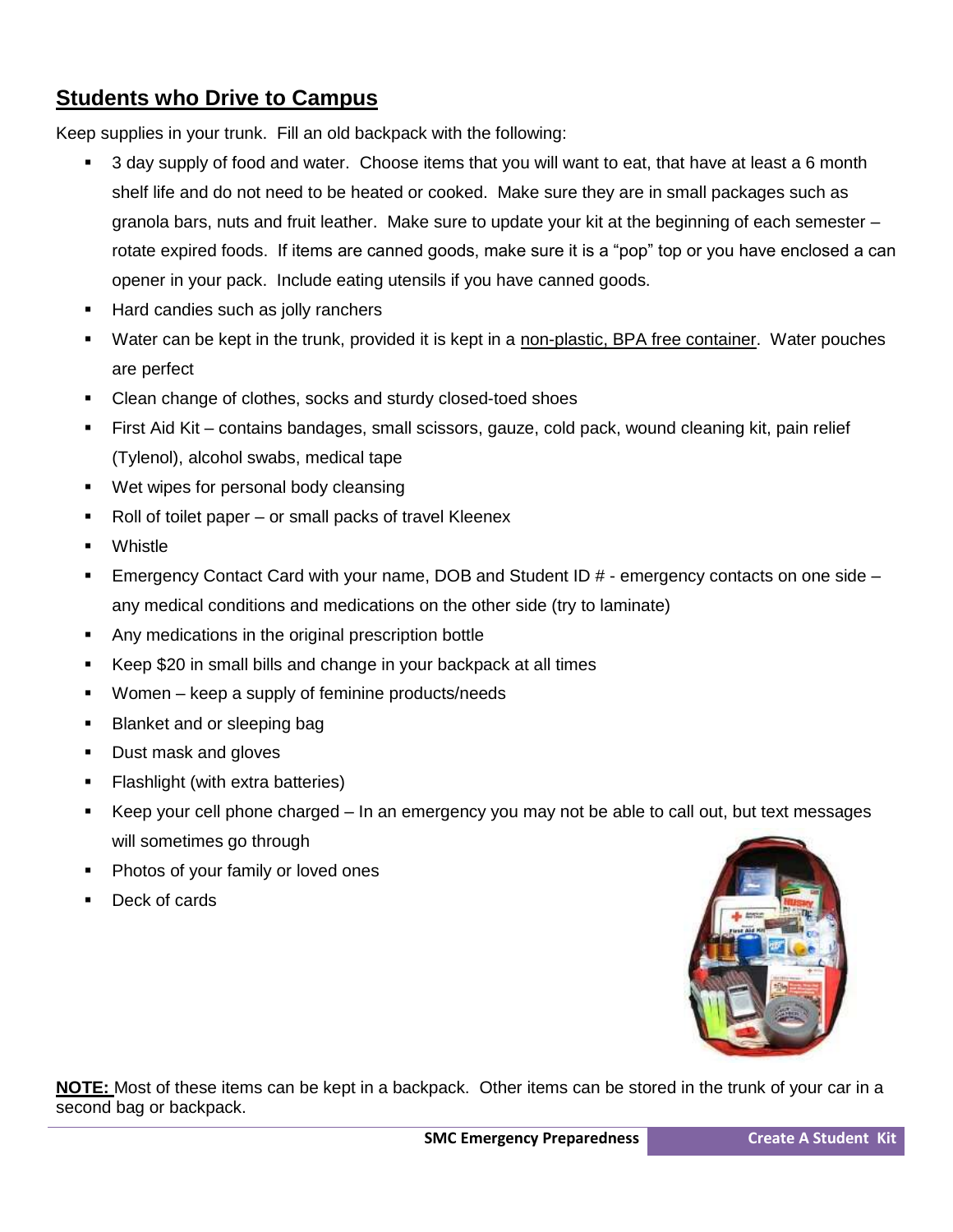## Students who Drive to Campus

Keep supplies in your trunk. Fill an old backpack with the following:

- 3 day supply of food and water. Choose items that you will want to eat, that have at least a 6 month shelf life and do not need to be heated or cooked. Make sure they are in small packages such as granola bars, nuts and fruit leather. Make sure to update your kit at the beginning of each semester – rotate expired foods. If items are canned goods, make sure it is a "pop" top or you have enclosed a can opener in your pack. Include eating utensils if you have canned goods.
- Hard candies such as jolly ranchers
- Water can be kept in the trunk, provided it is kept in a non-plastic, BPA free container. Water pouches are perfect
- Clean change of clothes, socks and sturdy closed-toed shoes
- First Aid Kit – contains bandages, small scissors, gauze, cold pack, wound cleaning kit, pain relief (Tylenol), alcohol swabs, medical tape
- Wet wipes for personal body cleansing
- Roll of toilet paper – or small packs of travel Kleenex
- Whistle
- Emergency Contact Card with your name, DOB and Student ID # - emergency contacts on one side – any medical conditions and medications on the other side (try to laminate)
- Any medications in the original prescription bottle
- Keep $20 in small bills and change in your backpack at all times
- Women – keep a supply of feminine products/needs
- Blanket and or sleeping bag
- Dust mask and gloves
- Flashlight (with extra batteries)
- Keep your cell phone charged – In an emergency you may not be able to call out, but text messages will sometimes go through
- Photos of your family or loved ones
- Deck of cards

**NOTE:** Most of these items can be kept in a backpack. Other items can be stored in the trunk of your car in a second bag or backpack.